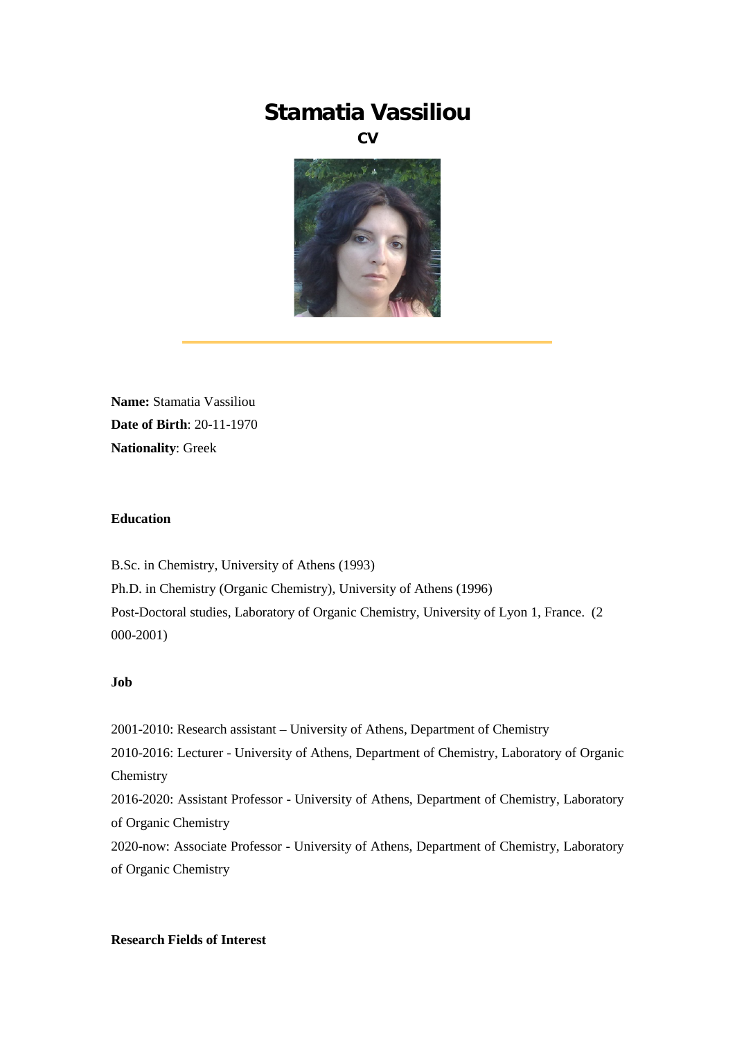# Stamatia Vassiliou

**CV**

**Name:** Stamatia Vassiliou
**Date of Birth**: 20-11-1970
**Nationality**: Greek

**Education**

B.Sc. in Chemistry, University of Athens (1993)
Ph.D. in Chemistry (Organic Chemistry), University of Athens (1996)
Post-Doctoral studies, Laboratory of Organic Chemistry, University of Lyon 1, France. (2000-2001)

**Job**

2001-2010: Research assistant – University of Athens, Department of Chemistry
2010-2016: Lecturer - University of Athens, Department of Chemistry, Laboratory of Organic Chemistry
2016-2020: Assistant Professor - University of Athens, Department of Chemistry, Laboratory of Organic Chemistry
2020-now: Associate Professor - University of Athens, Department of Chemistry, Laboratory of Organic Chemistry

**Research Fields of Interest**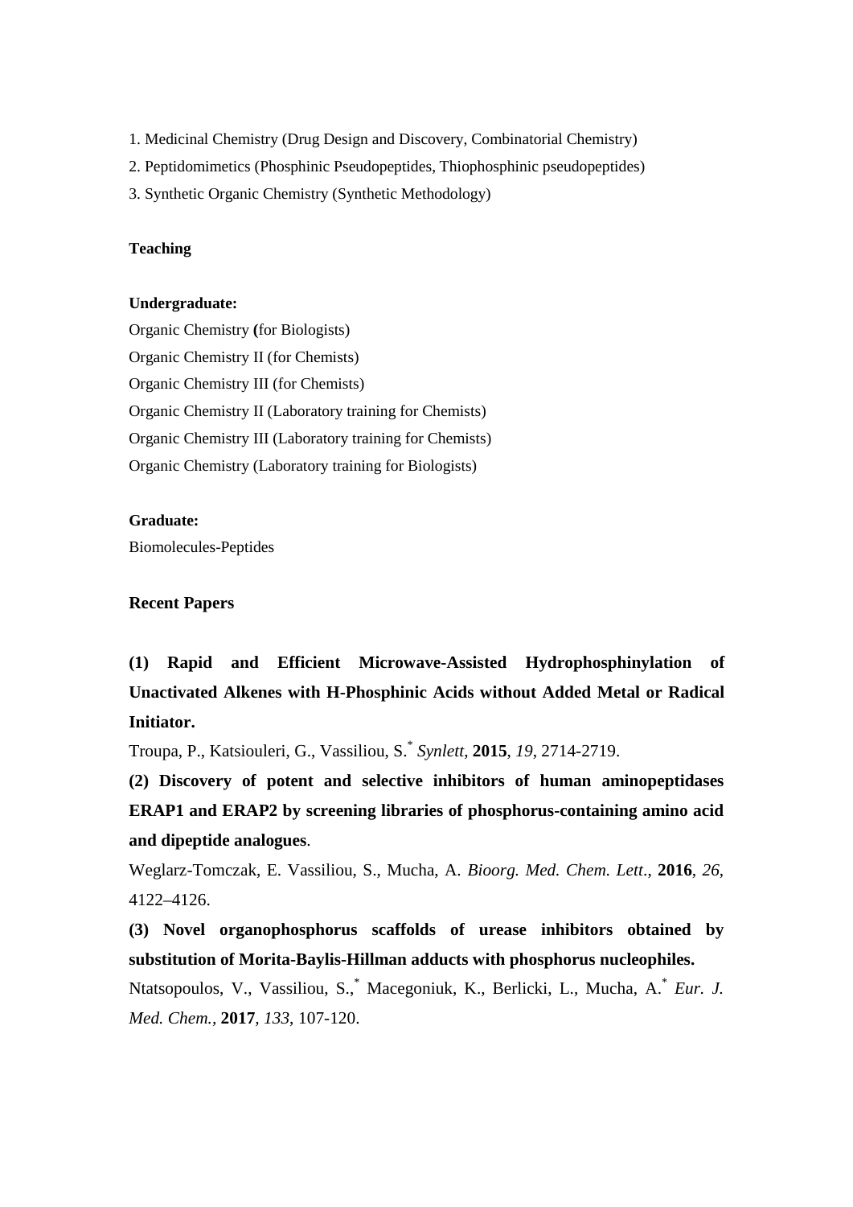1. Medicinal Chemistry (Drug Design and Discovery, Combinatorial Chemistry)
2. Peptidomimetics (Phosphinic Pseudopeptides, Thiophosphinic pseudopeptides)
3. Synthetic Organic Chemistry (Synthetic Methodology)

**Teaching**

**Undergraduate:**

Organic Chemistry **(**for Biologists)
Organic Chemistry II (for Chemists)
Organic Chemistry III (for Chemists)
Organic Chemistry II (Laboratory training for Chemists)
Organic Chemistry III (Laboratory training for Chemists)
Organic Chemistry (Laboratory training for Biologists)

**Graduate:**

Biomolecules-Peptides

**Recent Papers**

**(1) Rapid and Efficient Microwave-Assisted Hydrophosphinylation of Unactivated Alkenes with H-Phosphinic Acids without Added Metal or Radical Initiator.**
Troupa, P., Katsiouleri, G., Vassiliou, S.* *Synlett*, **2015**, *19*, 2714-2719.

**(2) Discovery of potent and selective inhibitors of human aminopeptidases ERAP1 and ERAP2 by screening libraries of phosphorus-containing amino acid and dipeptide analogues**.
Weglarz-Tomczak, E. Vassiliou, S., Mucha, A. *Bioorg. Med. Chem. Lett*., **2016**, *26*, 4122–4126.

**(3) Novel organophosphorus scaffolds of urease inhibitors obtained by substitution of Morita-Baylis-Hillman adducts with phosphorus nucleophiles.**
Ntatsopoulos, V., Vassiliou, S.,* Macegoniuk, K., Berlicki, L., Mucha, A.* *Eur. J. Med. Chem.*, **2017**, *133*, 107-120.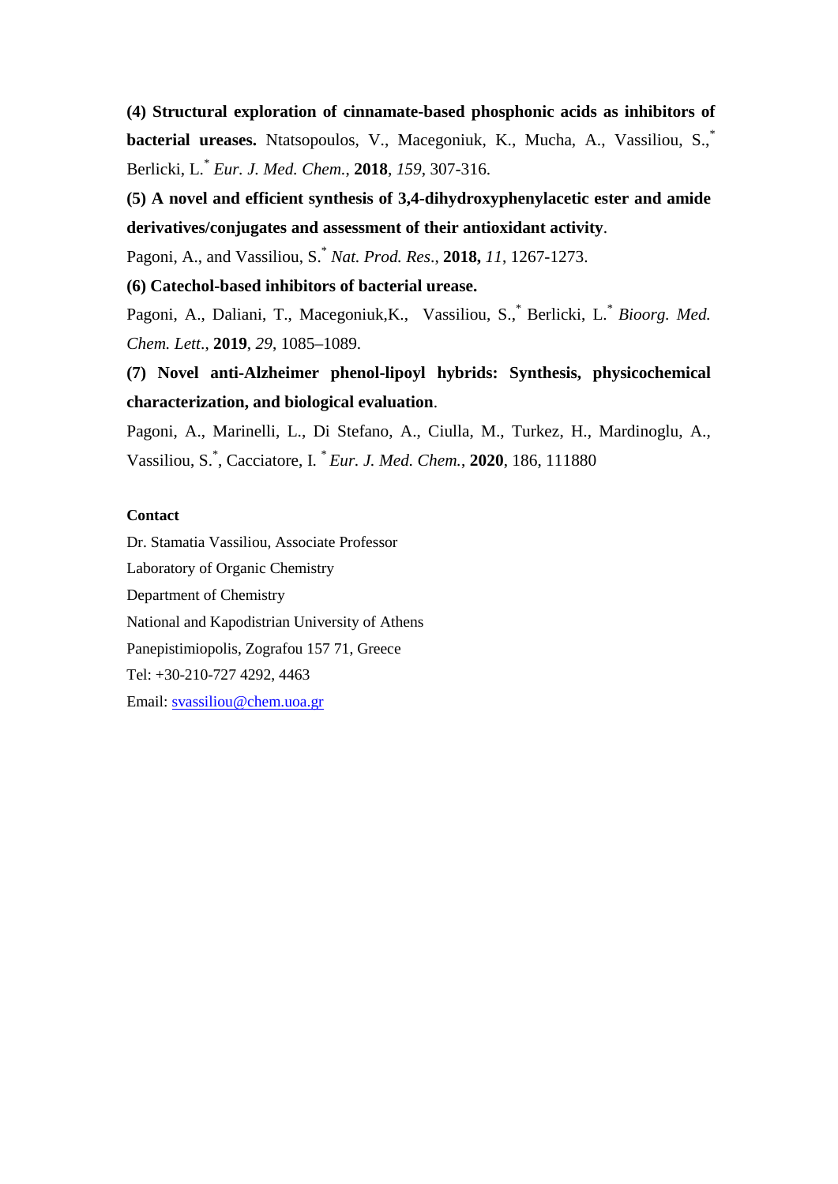**(4) Structural exploration of cinnamate-based phosphonic acids as inhibitors of bacterial ureases.** Ntatsopoulos, V., Macegoniuk, K., Mucha, A., Vassiliou, S.,* Berlicki, L.* *Eur. J. Med. Chem.*, **2018**, *159*, 307-316.

**(5) A novel and efficient synthesis of 3,4-dihydroxyphenylacetic ester and amide derivatives/conjugates and assessment of their antioxidant activity**.

Pagoni, A., and Vassiliou, S.* *Nat. Prod. Res.*, **2018,** *11*, 1267-1273.

**(6) Catechol-based inhibitors of bacterial urease.**

Pagoni, A., Daliani, T., Macegoniuk,K., Vassiliou, S.,* Berlicki, L.* *Bioorg. Med. Chem. Lett.*, **2019**, *29*, 1085–1089.

**(7) Novel anti-Alzheimer phenol-lipoyl hybrids: Synthesis, physicochemical characterization, and biological evaluation**.

Pagoni, A., Marinelli, L., Di Stefano, A., Ciulla, M., Turkez, H., Mardinoglu, A., Vassiliou, S.*, Cacciatore, I. * *Eur. J. Med. Chem.*, **2020**, 186, 111880

**Contact**

Dr. Stamatia Vassiliou, Associate Professor
Laboratory of Organic Chemistry
Department of Chemistry
National and Kapodistrian University of Athens
Panepistimiopolis, Zografou 157 71, Greece
Tel: +30-210-727 4292, 4463
Email: svassiliou@chem.uoa.gr